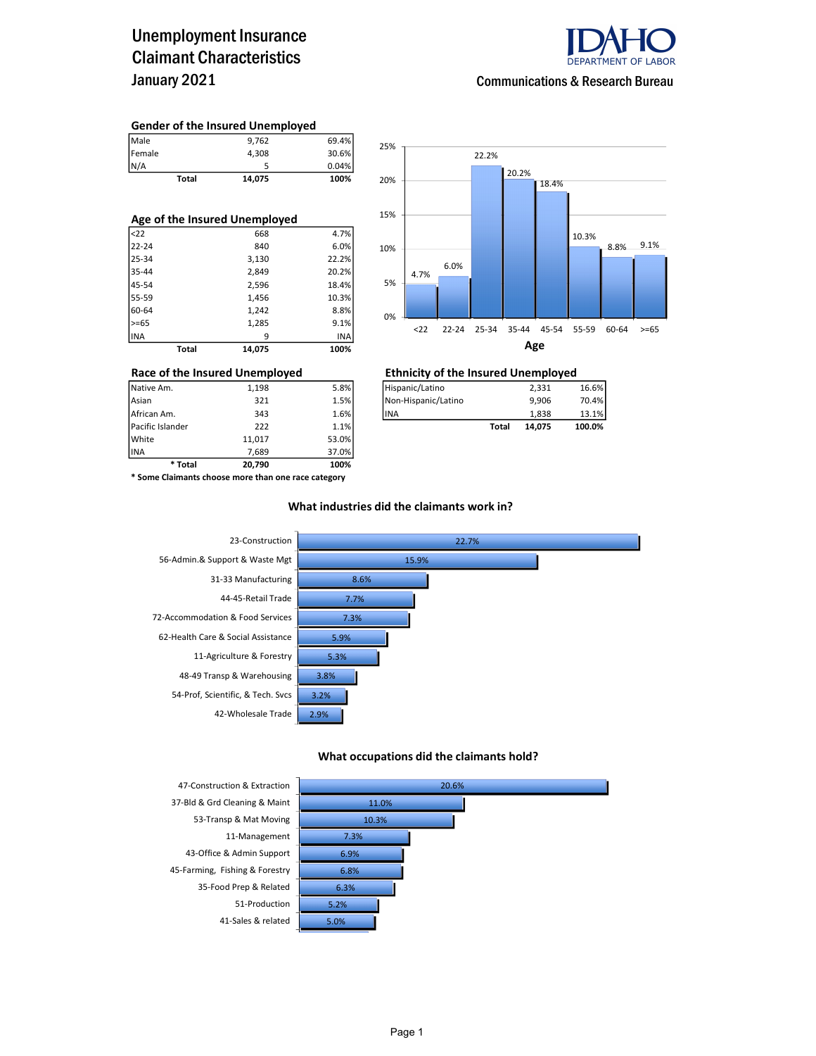# Unemployment Insurance Claimant Characteristics
## January 2021

IDAHO DEPARTMENT OF LABOR

Communications & Research Bureau

### Gender of the Insured Unemployed

| | | |
|---|---|---|
| Male | 9,762 | 69.4% |
| Female | 4,308 | 30.6% |
| N/A | 5 | 0.04% |
| **Total** | **14,075** | **100%** |

### Age of the Insured Unemployed

| | | |
|---|---|---|
| <22 | 668 | 4.7% |
| 22-24 | 840 | 6.0% |
| 25-34 | 3,130 | 22.2% |
| 35-44 | 2,849 | 20.2% |
| 45-54 | 2,596 | 18.4% |
| 55-59 | 1,456 | 10.3% |
| 60-64 | 1,242 | 8.8% |
| >=65 | 1,285 | 9.1% |
| INA | 9 | INA |
| **Total** | **14,075** | **100%** |

**Age**

| Age | <22 | 22-24 | 25-34 | 35-44 | 45-54 | 55-59 | 60-64 | >=65 |
|---|---|---|---|---|---|---|---|---|
| % | 4.7% | 6.0% | 22.2% | 20.2% | 18.4% | 10.3% | 8.8% | 9.1% |

### Race of the Insured Unemployed

| | | |
|---|---|---|
| Native Am. | 1,198 | 5.8% |
| Asian | 321 | 1.5% |
| African Am. | 343 | 1.6% |
| Pacific Islander | 222 | 1.1% |
| White | 11,017 | 53.0% |
| INA | 7,689 | 37.0% |
| **\* Total** | **20,790** | **100%** |

**\* Some Claimants choose more than one race category**

### Ethnicity of the Insured Unemployed

| | | |
|---|---|---|
| Hispanic/Latino | 2,331 | 16.6% |
| Non-Hispanic/Latino | 9,906 | 70.4% |
| INA | 1,838 | 13.1% |
| **Total** | **14,075** | **100.0%** |

### What industries did the claimants work in?

| Industry | % |
|---|---|
| 23-Construction | 22.7% |
| 56-Admin.& Support & Waste Mgt | 15.9% |
| 31-33 Manufacturing | 8.6% |
| 44-45-Retail Trade | 7.7% |
| 72-Accommodation & Food Services | 7.3% |
| 62-Health Care & Social Assistance | 5.9% |
| 11-Agriculture & Forestry | 5.3% |
| 48-49 Transp & Warehousing | 3.8% |
| 54-Prof, Scientific, & Tech. Svcs | 3.2% |
| 42-Wholesale Trade | 2.9% |

### What occupations did the claimants hold?

| Occupation | % |
|---|---|
| 47-Construction & Extraction | 20.6% |
| 37-Bld & Grd Cleaning & Maint | 11.0% |
| 53-Transp & Mat Moving | 10.3% |
| 11-Management | 7.3% |
| 43-Office & Admin Support | 6.9% |
| 45-Farming, Fishing & Forestry | 6.8% |
| 35-Food Prep & Related | 6.3% |
| 51-Production | 5.2% |
| 41-Sales & related | 5.0% |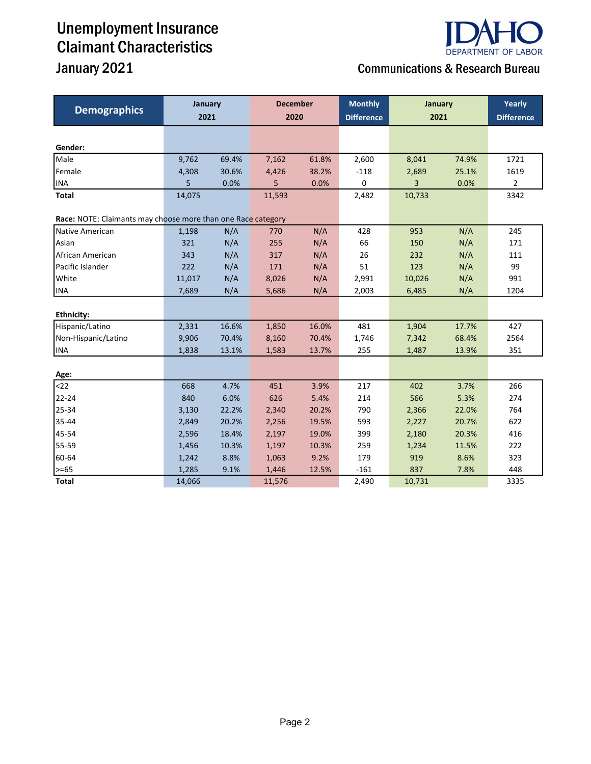# Unemployment Insurance Claimant Characteristics

## January 2021

Communications & Research Bureau

| Demographics | January 2021 | | December 2020 | | Monthly Difference | January 2021 | | Yearly Difference |
|---|---|---|---|---|---|---|---|---|
| **Gender:** | | | | | | | | |
| Male | 9,762 | 69.4% | 7,162 | 61.8% | 2,600 | 8,041 | 74.9% | 1721 |
| Female | 4,308 | 30.6% | 4,426 | 38.2% | -118 | 2,689 | 25.1% | 1619 |
| INA | 5 | 0.0% | 5 | 0.0% | 0 | 3 | 0.0% | 2 |
| **Total** | 14,075 | | 11,593 | | 2,482 | 10,733 | | 3342 |
| **Race:** NOTE: Claimants may choose more than one Race category | | | | | | | | |
| Native American | 1,198 | N/A | 770 | N/A | 428 | 953 | N/A | 245 |
| Asian | 321 | N/A | 255 | N/A | 66 | 150 | N/A | 171 |
| African American | 343 | N/A | 317 | N/A | 26 | 232 | N/A | 111 |
| Pacific Islander | 222 | N/A | 171 | N/A | 51 | 123 | N/A | 99 |
| White | 11,017 | N/A | 8,026 | N/A | 2,991 | 10,026 | N/A | 991 |
| INA | 7,689 | N/A | 5,686 | N/A | 2,003 | 6,485 | N/A | 1204 |
| **Ethnicity:** | | | | | | | | |
| Hispanic/Latino | 2,331 | 16.6% | 1,850 | 16.0% | 481 | 1,904 | 17.7% | 427 |
| Non-Hispanic/Latino | 9,906 | 70.4% | 8,160 | 70.4% | 1,746 | 7,342 | 68.4% | 2564 |
| INA | 1,838 | 13.1% | 1,583 | 13.7% | 255 | 1,487 | 13.9% | 351 |
| **Age:** | | | | | | | | |
| <22 | 668 | 4.7% | 451 | 3.9% | 217 | 402 | 3.7% | 266 |
| 22-24 | 840 | 6.0% | 626 | 5.4% | 214 | 566 | 5.3% | 274 |
| 25-34 | 3,130 | 22.2% | 2,340 | 20.2% | 790 | 2,366 | 22.0% | 764 |
| 35-44 | 2,849 | 20.2% | 2,256 | 19.5% | 593 | 2,227 | 20.7% | 622 |
| 45-54 | 2,596 | 18.4% | 2,197 | 19.0% | 399 | 2,180 | 20.3% | 416 |
| 55-59 | 1,456 | 10.3% | 1,197 | 10.3% | 259 | 1,234 | 11.5% | 222 |
| 60-64 | 1,242 | 8.8% | 1,063 | 9.2% | 179 | 919 | 8.6% | 323 |
| >=65 | 1,285 | 9.1% | 1,446 | 12.5% | -161 | 837 | 7.8% | 448 |
| **Total** | 14,066 | | 11,576 | | 2,490 | 10,731 | | 3335 |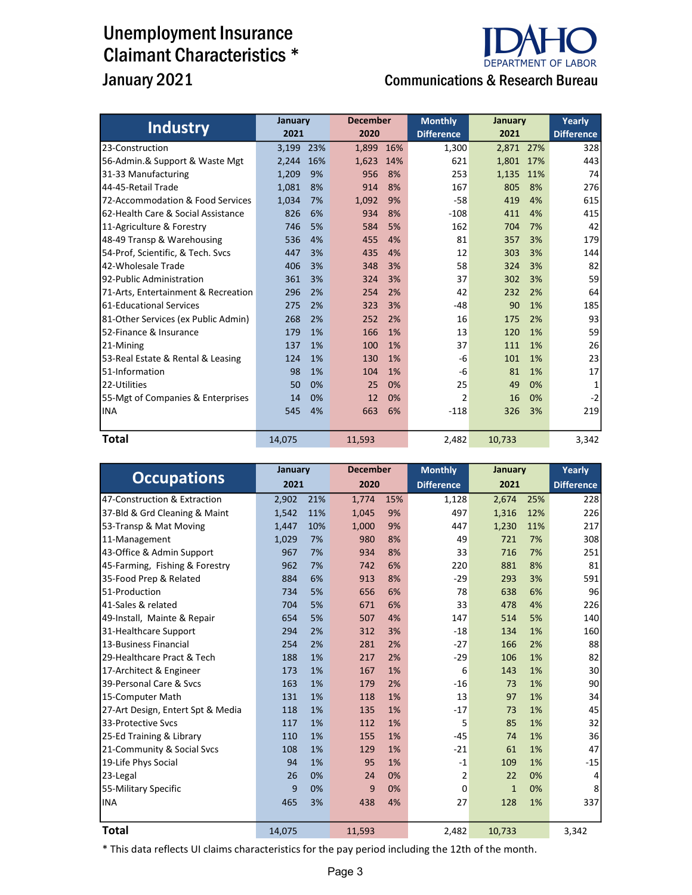# Unemployment Insurance Claimant Characteristics *

## January 2021

**IDAHO DEPARTMENT OF LABOR**

**Communications & Research Bureau**

| Industry | January 2021 | | December 2020 | | Monthly Difference | January 2021 | | Yearly Difference |
|---|---|---|---|---|---|---|---|---|
| 23-Construction | 3,199 | 23% | 1,899 | 16% | 1,300 | 2,871 | 27% | 328 |
| 56-Admin.& Support & Waste Mgt | 2,244 | 16% | 1,623 | 14% | 621 | 1,801 | 17% | 443 |
| 31-33 Manufacturing | 1,209 | 9% | 956 | 8% | 253 | 1,135 | 11% | 74 |
| 44-45-Retail Trade | 1,081 | 8% | 914 | 8% | 167 | 805 | 8% | 276 |
| 72-Accommodation & Food Services | 1,034 | 7% | 1,092 | 9% | -58 | 419 | 4% | 615 |
| 62-Health Care & Social Assistance | 826 | 6% | 934 | 8% | -108 | 411 | 4% | 415 |
| 11-Agriculture & Forestry | 746 | 5% | 584 | 5% | 162 | 704 | 7% | 42 |
| 48-49 Transp & Warehousing | 536 | 4% | 455 | 4% | 81 | 357 | 3% | 179 |
| 54-Prof, Scientific, & Tech. Svcs | 447 | 3% | 435 | 4% | 12 | 303 | 3% | 144 |
| 42-Wholesale Trade | 406 | 3% | 348 | 3% | 58 | 324 | 3% | 82 |
| 92-Public Administration | 361 | 3% | 324 | 3% | 37 | 302 | 3% | 59 |
| 71-Arts, Entertainment & Recreation | 296 | 2% | 254 | 2% | 42 | 232 | 2% | 64 |
| 61-Educational Services | 275 | 2% | 323 | 3% | -48 | 90 | 1% | 185 |
| 81-Other Services (ex Public Admin) | 268 | 2% | 252 | 2% | 16 | 175 | 2% | 93 |
| 52-Finance & Insurance | 179 | 1% | 166 | 1% | 13 | 120 | 1% | 59 |
| 21-Mining | 137 | 1% | 100 | 1% | 37 | 111 | 1% | 26 |
| 53-Real Estate & Rental & Leasing | 124 | 1% | 130 | 1% | -6 | 101 | 1% | 23 |
| 51-Information | 98 | 1% | 104 | 1% | -6 | 81 | 1% | 17 |
| 22-Utilities | 50 | 0% | 25 | 0% | 25 | 49 | 0% | 1 |
| 55-Mgt of Companies & Enterprises | 14 | 0% | 12 | 0% | 2 | 16 | 0% | -2 |
| INA | 545 | 4% | 663 | 6% | -118 | 326 | 3% | 219 |
| **Total** | 14,075 | | 11,593 | | 2,482 | 10,733 | | 3,342 |

| Occupations | January 2021 | | December 2020 | | Monthly Difference | January 2021 | | Yearly Difference |
|---|---|---|---|---|---|---|---|---|
| 47-Construction & Extraction | 2,902 | 21% | 1,774 | 15% | 1,128 | 2,674 | 25% | 228 |
| 37-Bld & Grd Cleaning & Maint | 1,542 | 11% | 1,045 | 9% | 497 | 1,316 | 12% | 226 |
| 53-Transp & Mat Moving | 1,447 | 10% | 1,000 | 9% | 447 | 1,230 | 11% | 217 |
| 11-Management | 1,029 | 7% | 980 | 8% | 49 | 721 | 7% | 308 |
| 43-Office & Admin Support | 967 | 7% | 934 | 8% | 33 | 716 | 7% | 251 |
| 45-Farming, Fishing & Forestry | 962 | 7% | 742 | 6% | 220 | 881 | 8% | 81 |
| 35-Food Prep & Related | 884 | 6% | 913 | 8% | -29 | 293 | 3% | 591 |
| 51-Production | 734 | 5% | 656 | 6% | 78 | 638 | 6% | 96 |
| 41-Sales & related | 704 | 5% | 671 | 6% | 33 | 478 | 4% | 226 |
| 49-Install, Mainte & Repair | 654 | 5% | 507 | 4% | 147 | 514 | 5% | 140 |
| 31-Healthcare Support | 294 | 2% | 312 | 3% | -18 | 134 | 1% | 160 |
| 13-Business Financial | 254 | 2% | 281 | 2% | -27 | 166 | 2% | 88 |
| 29-Healthcare Pract & Tech | 188 | 1% | 217 | 2% | -29 | 106 | 1% | 82 |
| 17-Architect & Engineer | 173 | 1% | 167 | 1% | 6 | 143 | 1% | 30 |
| 39-Personal Care & Svcs | 163 | 1% | 179 | 2% | -16 | 73 | 1% | 90 |
| 15-Computer Math | 131 | 1% | 118 | 1% | 13 | 97 | 1% | 34 |
| 27-Art Design, Entert Spt & Media | 118 | 1% | 135 | 1% | -17 | 73 | 1% | 45 |
| 33-Protective Svcs | 117 | 1% | 112 | 1% | 5 | 85 | 1% | 32 |
| 25-Ed Training & Library | 110 | 1% | 155 | 1% | -45 | 74 | 1% | 36 |
| 21-Community & Social Svcs | 108 | 1% | 129 | 1% | -21 | 61 | 1% | 47 |
| 19-Life Phys Social | 94 | 1% | 95 | 1% | -1 | 109 | 1% | -15 |
| 23-Legal | 26 | 0% | 24 | 0% | 2 | 22 | 0% | 4 |
| 55-Military Specific | 9 | 0% | 9 | 0% | 0 | 1 | 0% | 8 |
| INA | 465 | 3% | 438 | 4% | 27 | 128 | 1% | 337 |
| **Total** | 14,075 | | 11,593 | | 2,482 | 10,733 | | 3,342 |

* This data reflects UI claims characteristics for the pay period including the 12th of the month.